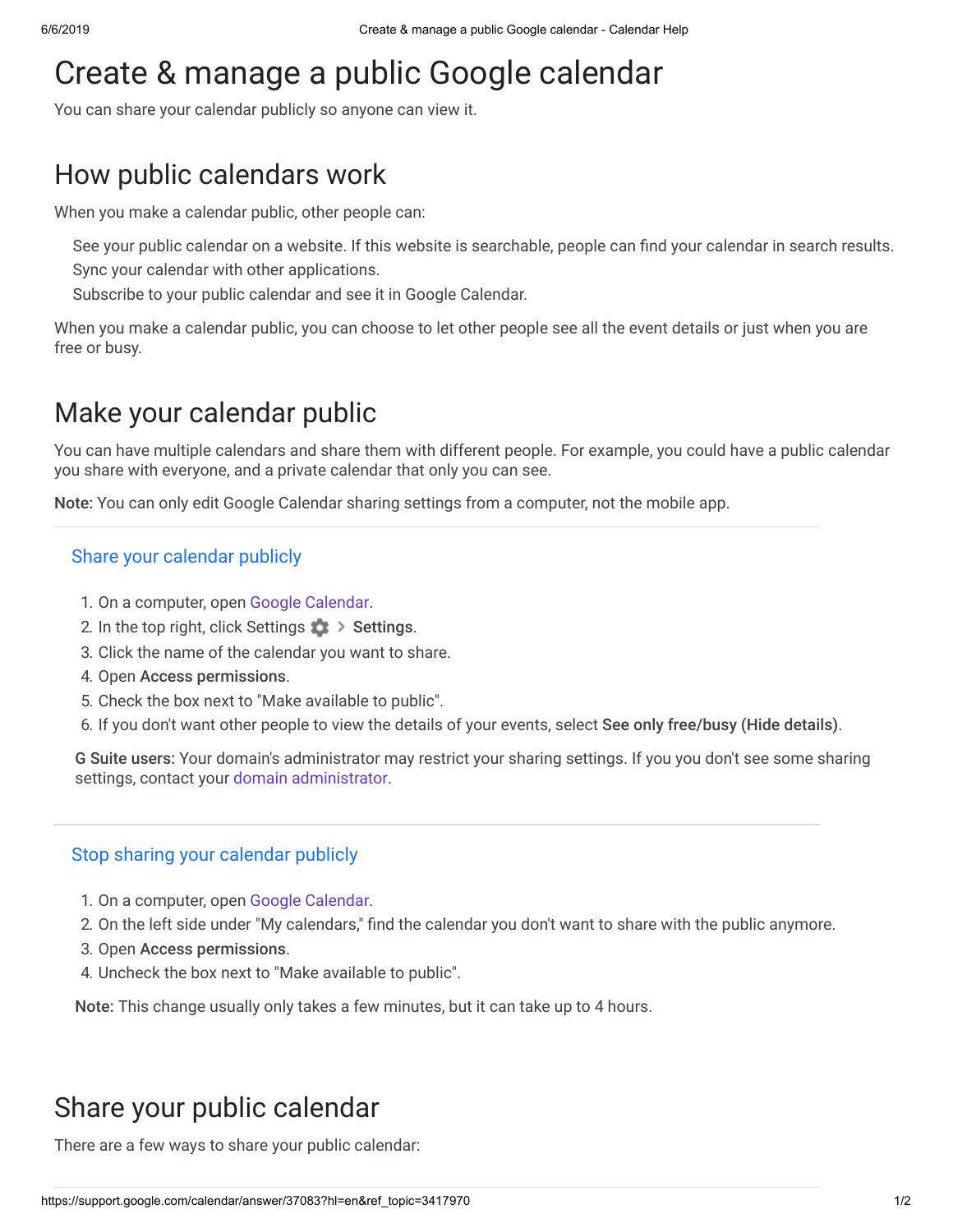# Create & manage a public Google calendar

You can share your calendar publicly so anyone can view it.

## How public calendars work

When you make a calendar public, other people can:

- See your public calendar on a website. If this website is searchable, people can find your calendar in search results.
- Sync your calendar with other applications.
- Subscribe to your public calendar and see it in Google Calendar.

When you make a calendar public, you can choose to let other people see all the event details or just when you are free or busy.

## Make your calendar public

You can have multiple calendars and share them with different people. For example, you could have a public calendar you share with everyone, and a private calendar that only you can see.

**Note:** You can only edit Google Calendar sharing settings from a computer, not the mobile app.

### Share your calendar publicly

1. On a computer, open Google Calendar.
2. In the top right, click Settings > **Settings**.
3. Click the name of the calendar you want to share.
4. Open **Access permissions**.
5. Check the box next to "Make available to public".
6. If you don't want other people to view the details of your events, select **See only free/busy (Hide details)**.

**G Suite users:** Your domain's administrator may restrict your sharing settings. If you you don't see some sharing settings, contact your domain administrator.

### Stop sharing your calendar publicly

1. On a computer, open Google Calendar.
2. On the left side under "My calendars," find the calendar you don't want to share with the public anymore.
3. Open **Access permissions**.
4. Uncheck the box next to "Make available to public".

**Note:** This change usually only takes a few minutes, but it can take up to 4 hours.

## Share your public calendar

There are a few ways to share your public calendar: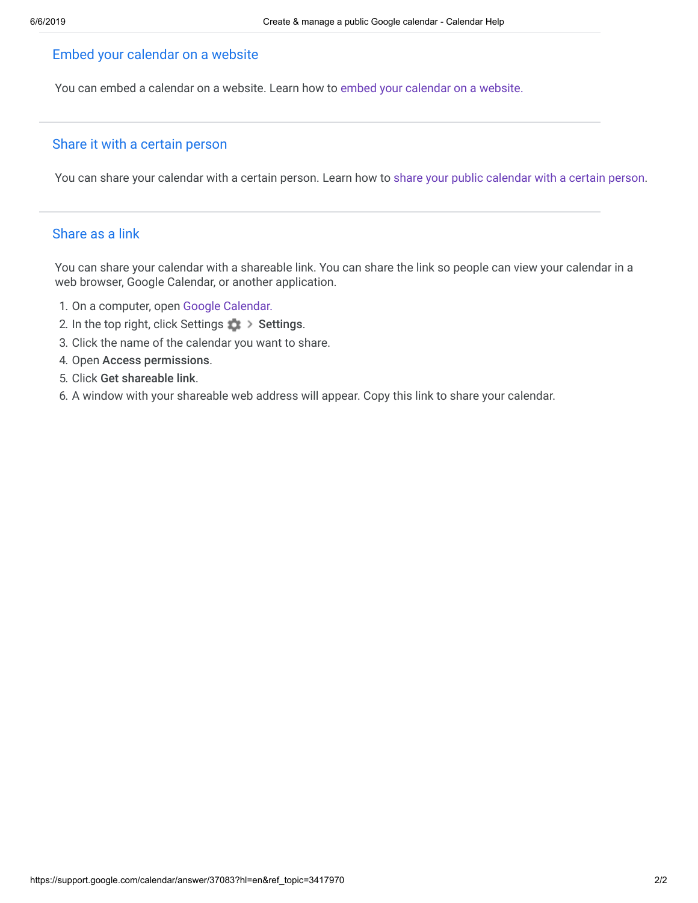## Embed your calendar on a website

You can embed a calendar on a website. Learn how to embed your calendar on a website.

## Share it with a certain person

You can share your calendar with a certain person. Learn how to share your public calendar with a certain person.

## Share as a link

You can share your calendar with a shareable link. You can share the link so people can view your calendar in a web browser, Google Calendar, or another application.

1. On a computer, open Google Calendar.
2. In the top right, click Settings > **Settings**.
3. Click the name of the calendar you want to share.
4. Open **Access permissions**.
5. Click **Get shareable link**.
6. A window with your shareable web address will appear. Copy this link to share your calendar.